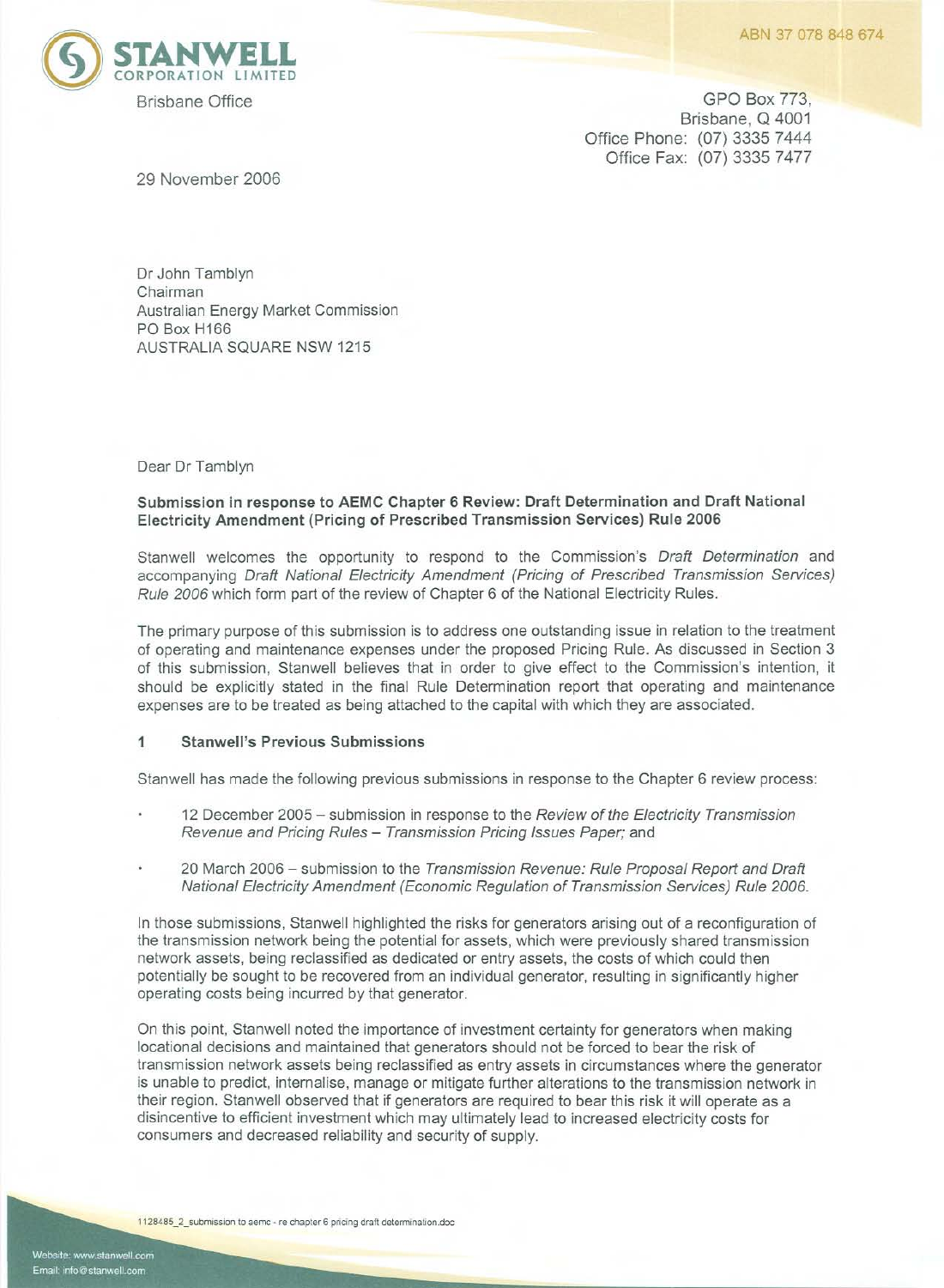**STANWELL**
CORPORATION LIMITED

ABN 37 078 848 674

Brisbane Office

GPO Box 773,
Brisbane, Q 4001
Office Phone: (07) 3335 7444
Office Fax: (07) 3335 7477

29 November 2006

Dr John Tamblyn
Chairman
Australian Energy Market Commission
PO Box H166
AUSTRALIA SQUARE NSW 1215

Dear Dr Tamblyn

**Submission in response to AEMC Chapter 6 Review: Draft Determination and Draft National Electricity Amendment (Pricing of Prescribed Transmission Services) Rule 2006**

Stanwell welcomes the opportunity to respond to the Commission's *Draft Determination* and accompanying *Draft National Electricity Amendment (Pricing of Prescribed Transmission Services) Rule 2006* which form part of the review of Chapter 6 of the National Electricity Rules.

The primary purpose of this submission is to address one outstanding issue in relation to the treatment of operating and maintenance expenses under the proposed Pricing Rule. As discussed in Section 3 of this submission, Stanwell believes that in order to give effect to the Commission's intention, it should be explicitly stated in the final Rule Determination report that operating and maintenance expenses are to be treated as being attached to the capital with which they are associated.

## 1 Stanwell's Previous Submissions

Stanwell has made the following previous submissions in response to the Chapter 6 review process:

- 12 December 2005 – submission in response to the *Review of the Electricity Transmission Revenue and Pricing Rules – Transmission Pricing Issues Paper;* and
- 20 March 2006 – submission to the *Transmission Revenue: Rule Proposal Report and Draft National Electricity Amendment (Economic Regulation of Transmission Services) Rule 2006.*

In those submissions, Stanwell highlighted the risks for generators arising out of a reconfiguration of the transmission network being the potential for assets, which were previously shared transmission network assets, being reclassified as dedicated or entry assets, the costs of which could then potentially be sought to be recovered from an individual generator, resulting in significantly higher operating costs being incurred by that generator.

On this point, Stanwell noted the importance of investment certainty for generators when making locational decisions and maintained that generators should not be forced to bear the risk of transmission network assets being reclassified as entry assets in circumstances where the generator is unable to predict, internalise, manage or mitigate further alterations to the transmission network in their region. Stanwell observed that if generators are required to bear this risk it will operate as a disincentive to efficient investment which may ultimately lead to increased electricity costs for consumers and decreased reliability and security of supply.

1128485_2_submission to aemc - re chapter 6 pricing draft determination.doc

Website: www.stanwell.com
Email: info@stanwell.com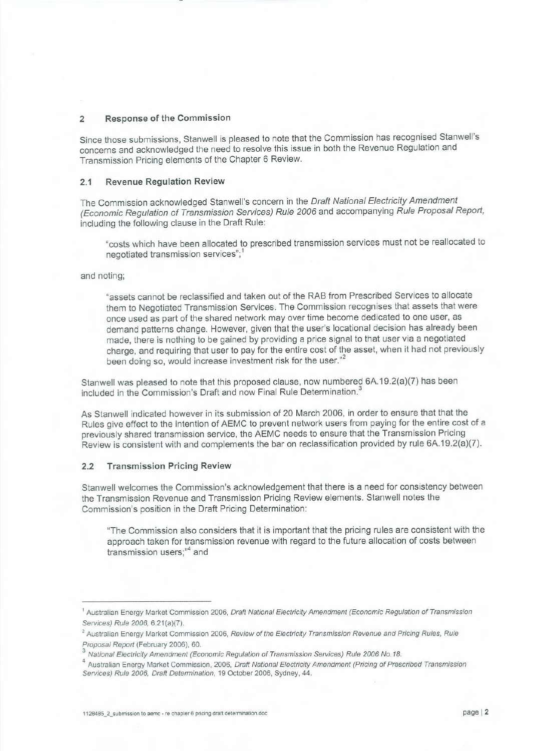## 2 Response of the Commission

Since those submissions, Stanwell is pleased to note that the Commission has recognised Stanwell's concerns and acknowledged the need to resolve this issue in both the Revenue Regulation and Transmission Pricing elements of the Chapter 6 Review.

### 2.1 Revenue Regulation Review

The Commission acknowledged Stanwell's concern in the *Draft National Electricity Amendment (Economic Regulation of Transmission Services) Rule 2006* and accompanying *Rule Proposal Report*, including the following clause in the Draft Rule:

> "costs which have been allocated to prescribed transmission services must not be reallocated to negotiated transmission services";[1]

and noting;

> "assets cannot be reclassified and taken out of the RAB from Prescribed Services to allocate them to Negotiated Transmission Services. The Commission recognises that assets that were once used as part of the shared network may over time become dedicated to one user, as demand patterns change. However, given that the user's locational decision has already been made, there is nothing to be gained by providing a price signal to that user via a negotiated charge, and requiring that user to pay for the entire cost of the asset, when it had not previously been doing so, would increase investment risk for the user."[2]

Stanwell was pleased to note that this proposed clause, now numbered 6A.19.2(a)(7) has been included in the Commission's Draft and now Final Rule Determination.[3]

As Stanwell indicated however in its submission of 20 March 2006, in order to ensure that that the Rules give effect to the intention of AEMC to prevent network users from paying for the entire cost of a previously shared transmission service, the AEMC needs to ensure that the Transmission Pricing Review is consistent with and complements the bar on reclassification provided by rule 6A.19.2(a)(7).

### 2.2 Transmission Pricing Review

Stanwell welcomes the Commission's acknowledgement that there is a need for consistency between the Transmission Revenue and Transmission Pricing Review elements. Stanwell notes the Commission's position in the Draft Pricing Determination:

> "The Commission also considers that it is important that the pricing rules are consistent with the approach taken for transmission revenue with regard to the future allocation of costs between transmission users;"[4] and

---

[1] Australian Energy Market Commission 2006, *Draft National Electricity Amendment (Economic Regulation of Transmission Services) Rule 2006*, 6.21(a)(7).

[2] Australian Energy Market Commission 2006, *Review of the Electricity Transmission Revenue and Pricing Rules, Rule Proposal Report* (February 2006), 60.

[3] *National Electricity Amendment (Economic Regulation of Transmission Services) Rule 2006 No.18.*

[4] Australian Energy Market Commission, 2006, *Draft National Electricity Amendment (Pricing of Prescribed Transmission Services) Rule 2006, Draft Determination*, 19 October 2006, Sydney, 44.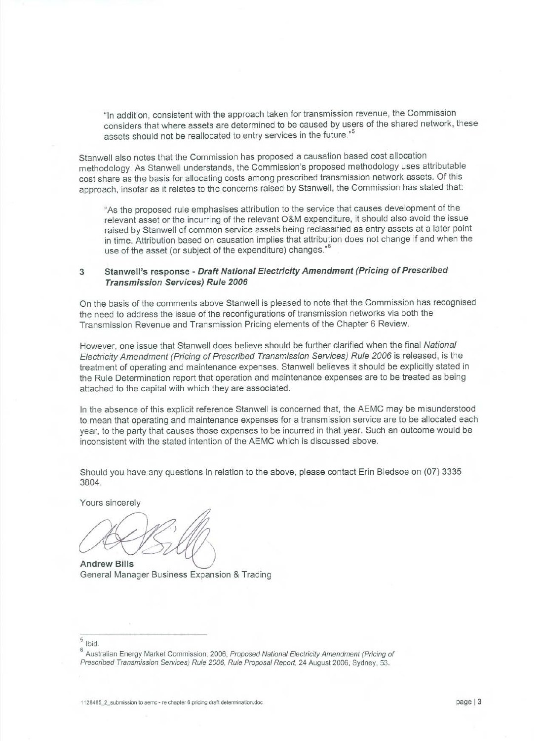"In addition, consistent with the approach taken for transmission revenue, the Commission considers that where assets are determined to be caused by users of the shared network, these assets should not be reallocated to entry services in the future."[5]

Stanwell also notes that the Commission has proposed a causation based cost allocation methodology. As Stanwell understands, the Commission's proposed methodology uses attributable cost share as the basis for allocating costs among prescribed transmission network assets. Of this approach, insofar as it relates to the concerns raised by Stanwell, the Commission has stated that:

"As the proposed rule emphasises attribution to the service that causes development of the relevant asset or the incurring of the relevant O&M expenditure, it should also avoid the issue raised by Stanwell of common service assets being reclassified as entry assets at a later point in time. Attribution based on causation implies that attribution does not change if and when the use of the asset (or subject of the expenditure) changes."[6]

## 3 Stanwell's response - *Draft National Electricity Amendment (Pricing of Prescribed Transmission Services) Rule 2006*

On the basis of the comments above Stanwell is pleased to note that the Commission has recognised the need to address the issue of the reconfigurations of transmission networks via both the Transmission Revenue and Transmission Pricing elements of the Chapter 6 Review.

However, one issue that Stanwell does believe should be further clarified when the final *National Electricity Amendment (Pricing of Prescribed Transmission Services) Rule 2006* is released, is the treatment of operating and maintenance expenses. Stanwell believes it should be explicitly stated in the Rule Determination report that operation and maintenance expenses are to be treated as being attached to the capital with which they are associated.

In the absence of this explicit reference Stanwell is concerned that, the AEMC may be misunderstood to mean that operating and maintenance expenses for a transmission service are to be allocated each year, to the party that causes those expenses to be incurred in that year. Such an outcome would be inconsistent with the stated intention of the AEMC which is discussed above.

Should you have any questions in relation to the above, please contact Erin Bledsoe on (07) 3335 3804.

Yours sincerely

**Andrew Bills**
General Manager Business Expansion & Trading

---

[5] Ibid.

[6] Australian Energy Market Commission, 2006, *Proposed National Electricity Amendment (Pricing of Prescribed Transmission Services) Rule 2006, Rule Proposal Report*, 24 August 2006, Sydney, 53.

1128485_2_submission to aemc - re chapter 6 pricing draft determination.doc